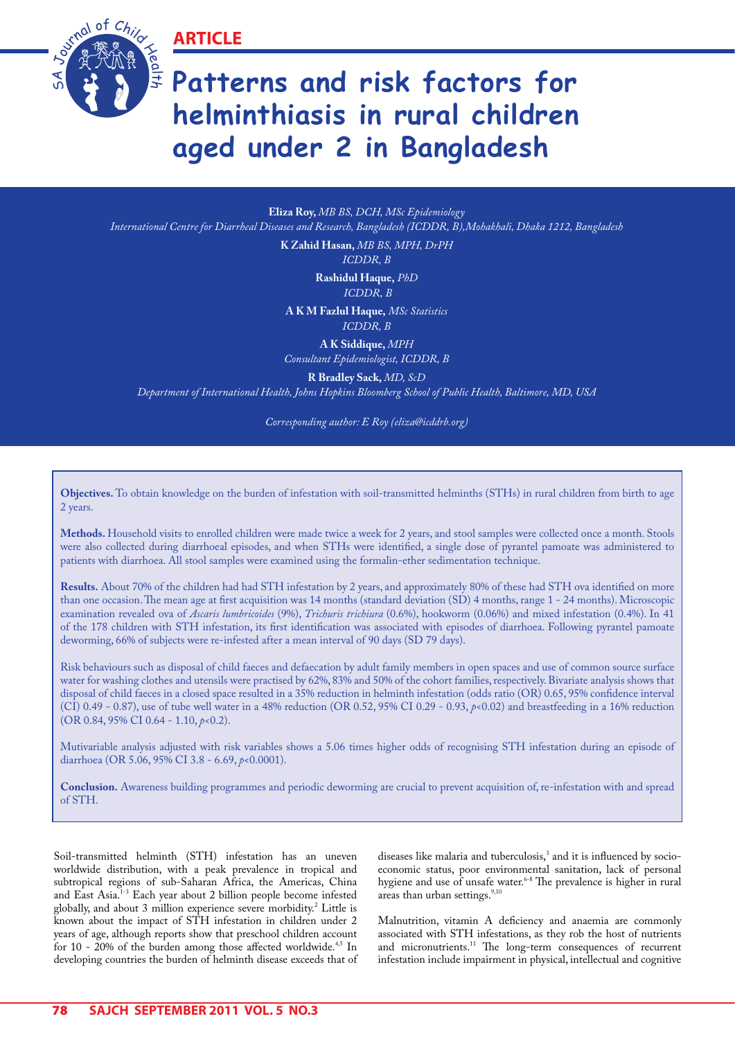ARTICLE

# Patterns and risk factors for helminthiasis in rural children aged under 2 in Bangladesh

**Eliza Roy,** *MB BS, DCH, MSc Epidemiology*
*International Centre for Diarrheal Diseases and Research, Bangladesh (ICDDR, B),Mohakhali, Dhaka 1212, Bangladesh*

**K Zahid Hasan,** *MB BS, MPH, DrPH*
*ICDDR, B*

**Rashidul Haque,** *PhD*
*ICDDR, B*

**A K M Fazlul Haque,** *MSc Statistics*
*ICDDR, B*

**A K Siddique,** *MPH*
*Consultant Epidemiologist, ICDDR, B*

**R Bradley Sack,** *MD, ScD*
*Department of International Health, Johns Hopkins Bloomberg School of Public Health, Baltimore, MD, USA*

*Corresponding author: E Roy (eliza@icddrb.org)*

**Objectives.** To obtain knowledge on the burden of infestation with soil-transmitted helminths (STHs) in rural children from birth to age 2 years.

**Methods.** Household visits to enrolled children were made twice a week for 2 years, and stool samples were collected once a month. Stools were also collected during diarrhoeal episodes, and when STHs were identified, a single dose of pyrantel pamoate was administered to patients with diarrhoea. All stool samples were examined using the formalin-ether sedimentation technique.

**Results.** About 70% of the children had had STH infestation by 2 years, and approximately 80% of these had STH ova identified on more than one occasion. The mean age at first acquisition was 14 months (standard deviation (SD) 4 months, range 1 - 24 months). Microscopic examination revealed ova of *Ascaris lumbricoides* (9%), *Trichuris trichiura* (0.6%), hookworm (0.06%) and mixed infestation (0.4%). In 41 of the 178 children with STH infestation, its first identification was associated with episodes of diarrhoea. Following pyrantel pamoate deworming, 66% of subjects were re-infested after a mean interval of 90 days (SD 79 days).

Risk behaviours such as disposal of child faeces and defaecation by adult family members in open spaces and use of common source surface water for washing clothes and utensils were practised by 62%, 83% and 50% of the cohort families, respectively. Bivariate analysis shows that disposal of child faeces in a closed space resulted in a 35% reduction in helminth infestation (odds ratio (OR) 0.65, 95% confidence interval (CI) 0.49 - 0.87), use of tube well water in a 48% reduction (OR 0.52, 95% CI 0.29 - 0.93, $p<0.02$) and breastfeeding in a 16% reduction (OR 0.84, 95% CI 0.64 - 1.10, $p<0.2$).

Mutivariable analysis adjusted with risk variables shows a 5.06 times higher odds of recognising STH infestation during an episode of diarrhoea (OR 5.06, 95% CI 3.8 - 6.69, $p<0.0001$).

**Conclusion.** Awareness building programmes and periodic deworming are crucial to prevent acquisition of, re-infestation with and spread of STH.

Soil-transmitted helminth (STH) infestation has an uneven worldwide distribution, with a peak prevalence in tropical and subtropical regions of sub-Saharan Africa, the Americas, China and East Asia.[1-3] Each year about 2 billion people become infested globally, and about 3 million experience severe morbidity.[2] Little is known about the impact of STH infestation in children under 2 years of age, although reports show that preschool children account for 10 - 20% of the burden among those affected worldwide.[4,5] In developing countries the burden of helminth disease exceeds that of diseases like malaria and tuberculosis,[3] and it is influenced by socio-economic status, poor environmental sanitation, lack of personal hygiene and use of unsafe water.[6-8] The prevalence is higher in rural areas than urban settings.[9,10]

Malnutrition, vitamin A deficiency and anaemia are commonly associated with STH infestations, as they rob the host of nutrients and micronutrients.[11] The long-term consequences of recurrent infestation include impairment in physical, intellectual and cognitive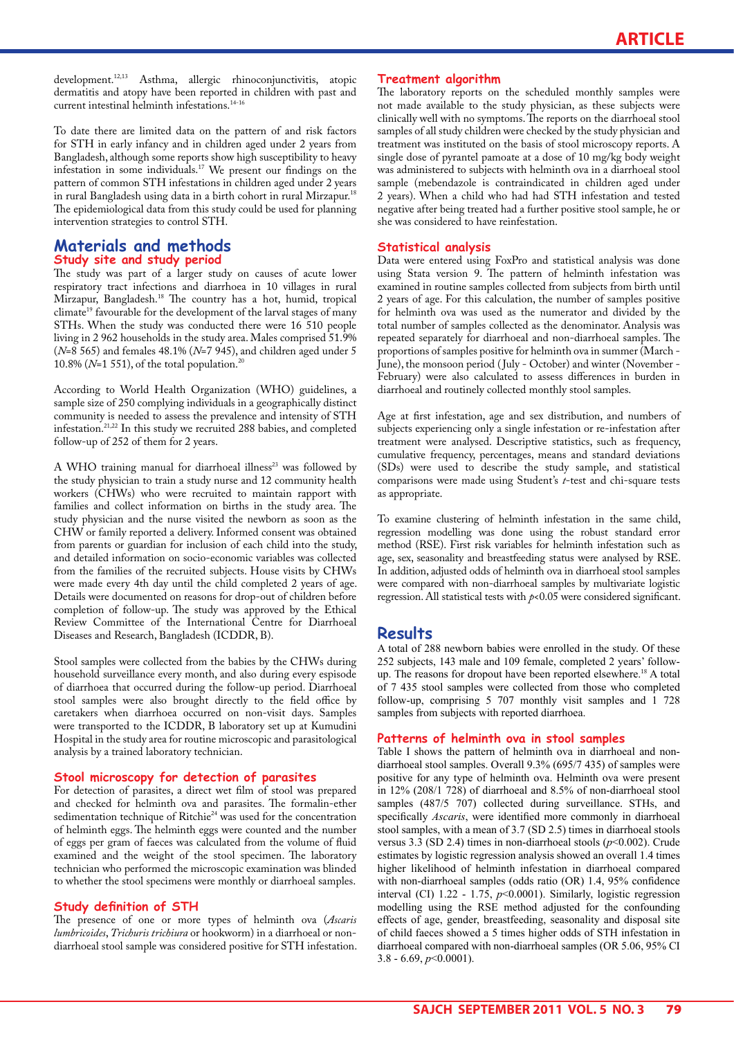development.[12,13] Asthma, allergic rhinoconjunctivitis, atopic dermatitis and atopy have been reported in children with past and current intestinal helminth infestations.[14-16]

To date there are limited data on the pattern of and risk factors for STH in early infancy and in children aged under 2 years from Bangladesh, although some reports show high susceptibility to heavy infestation in some individuals.[17] We present our findings on the pattern of common STH infestations in children aged under 2 years in rural Bangladesh using data in a birth cohort in rural Mirzapur.[18] The epidemiological data from this study could be used for planning intervention strategies to control STH.

## Materials and methods

### Study site and study period

The study was part of a larger study on causes of acute lower respiratory tract infections and diarrhoea in 10 villages in rural Mirzapur, Bangladesh.[18] The country has a hot, humid, tropical climate[19] favourable for the development of the larval stages of many STHs. When the study was conducted there were 16 510 people living in 2 962 households in the study area. Males comprised 51.9% (*N*=8 565) and females 48.1% (*N*=7 945), and children aged under 5 10.8% (*N*=1 551), of the total population.[20]

According to World Health Organization (WHO) guidelines, a sample size of 250 complying individuals in a geographically distinct community is needed to assess the prevalence and intensity of STH infestation.[21,22] In this study we recruited 288 babies, and completed follow-up of 252 of them for 2 years.

A WHO training manual for diarrhoeal illness[23] was followed by the study physician to train a study nurse and 12 community health workers (CHWs) who were recruited to maintain rapport with families and collect information on births in the study area. The study physician and the nurse visited the newborn as soon as the CHW or family reported a delivery. Informed consent was obtained from parents or guardian for inclusion of each child into the study, and detailed information on socio-economic variables was collected from the families of the recruited subjects. House visits by CHWs were made every 4th day until the child completed 2 years of age. Details were documented on reasons for drop-out of children before completion of follow-up. The study was approved by the Ethical Review Committee of the International Centre for Diarrhoeal Diseases and Research, Bangladesh (ICDDR, B).

Stool samples were collected from the babies by the CHWs during household surveillance every month, and also during every espisode of diarrhoea that occurred during the follow-up period. Diarrhoeal stool samples were also brought directly to the field office by caretakers when diarrhoea occurred on non-visit days. Samples were transported to the ICDDR, B laboratory set up at Kumudini Hospital in the study area for routine microscopic and parasitological analysis by a trained laboratory technician.

### Stool microscopy for detection of parasites

For detection of parasites, a direct wet film of stool was prepared and checked for helminth ova and parasites. The formalin-ether sedimentation technique of Ritchie[24] was used for the concentration of helminth eggs. The helminth eggs were counted and the number of eggs per gram of faeces was calculated from the volume of fluid examined and the weight of the stool specimen. The laboratory technician who performed the microscopic examination was blinded to whether the stool specimens were monthly or diarrhoeal samples.

### Study definition of STH

The presence of one or more types of helminth ova (*Ascaris lumbricoides*, *Trichuris trichiura* or hookworm) in a diarrhoeal or non-diarrhoeal stool sample was considered positive for STH infestation.

### Treatment algorithm

The laboratory reports on the scheduled monthly samples were not made available to the study physician, as these subjects were clinically well with no symptoms. The reports on the diarrhoeal stool samples of all study children were checked by the study physician and treatment was instituted on the basis of stool microscopy reports. A single dose of pyrantel pamoate at a dose of 10 mg/kg body weight was administered to subjects with helminth ova in a diarrhoeal stool sample (mebendazole is contraindicated in children aged under 2 years). When a child who had had STH infestation and tested negative after being treated had a further positive stool sample, he or she was considered to have reinfestation.

### Statistical analysis

Data were entered using FoxPro and statistical analysis was done using Stata version 9. The pattern of helminth infestation was examined in routine samples collected from subjects from birth until 2 years of age. For this calculation, the number of samples positive for helminth ova was used as the numerator and divided by the total number of samples collected as the denominator. Analysis was repeated separately for diarrhoeal and non-diarrhoeal samples. The proportions of samples positive for helminth ova in summer (March - June), the monsoon period (July - October) and winter (November - February) were also calculated to assess differences in burden in diarrhoeal and routinely collected monthly stool samples.

Age at first infestation, age and sex distribution, and numbers of subjects experiencing only a single infestation or re-infestation after treatment were analysed. Descriptive statistics, such as frequency, cumulative frequency, percentages, means and standard deviations (SDs) were used to describe the study sample, and statistical comparisons were made using Student's *t*-test and chi-square tests as appropriate.

To examine clustering of helminth infestation in the same child, regression modelling was done using the robust standard error method (RSE). First risk variables for helminth infestation such as age, sex, seasonality and breastfeeding status were analysed by RSE. In addition, adjusted odds of helminth ova in diarrhoeal stool samples were compared with non-diarrhoeal samples by multivariate logistic regression. All statistical tests with $p<0.05$ were considered significant.

## Results

A total of 288 newborn babies were enrolled in the study. Of these 252 subjects, 143 male and 109 female, completed 2 years' follow-up. The reasons for dropout have been reported elsewhere.[18] A total of 7 435 stool samples were collected from those who completed follow-up, comprising 5 707 monthly visit samples and 1 728 samples from subjects with reported diarrhoea.

### Patterns of helminth ova in stool samples

Table I shows the pattern of helminth ova in diarrhoeal and non-diarrhoeal stool samples. Overall 9.3% (695/7 435) of samples were positive for any type of helminth ova. Helminth ova were present in 12% (208/1 728) of diarrhoeal and 8.5% of non-diarrhoeal stool samples (487/5 707) collected during surveillance. STHs, and specifically *Ascaris*, were identified more commonly in diarrhoeal stool samples, with a mean of 3.7 (SD 2.5) times in diarrhoeal stools versus 3.3 (SD 2.4) times in non-diarrhoeal stools ($p<0.002$). Crude estimates by logistic regression analysis showed an overall 1.4 times higher likelihood of helminth infestation in diarrhoeal compared with non-diarrhoeal samples (odds ratio (OR) 1.4, 95% confidence interval (CI) 1.22 - 1.75, $p<0.0001$). Similarly, logistic regression modelling using the RSE method adjusted for the confounding effects of age, gender, breastfeeding, seasonality and disposal site of child faeces showed a 5 times higher odds of STH infestation in diarrhoeal compared with non-diarrhoeal samples (OR 5.06, 95% CI 3.8 - 6.69, $p<0.0001$).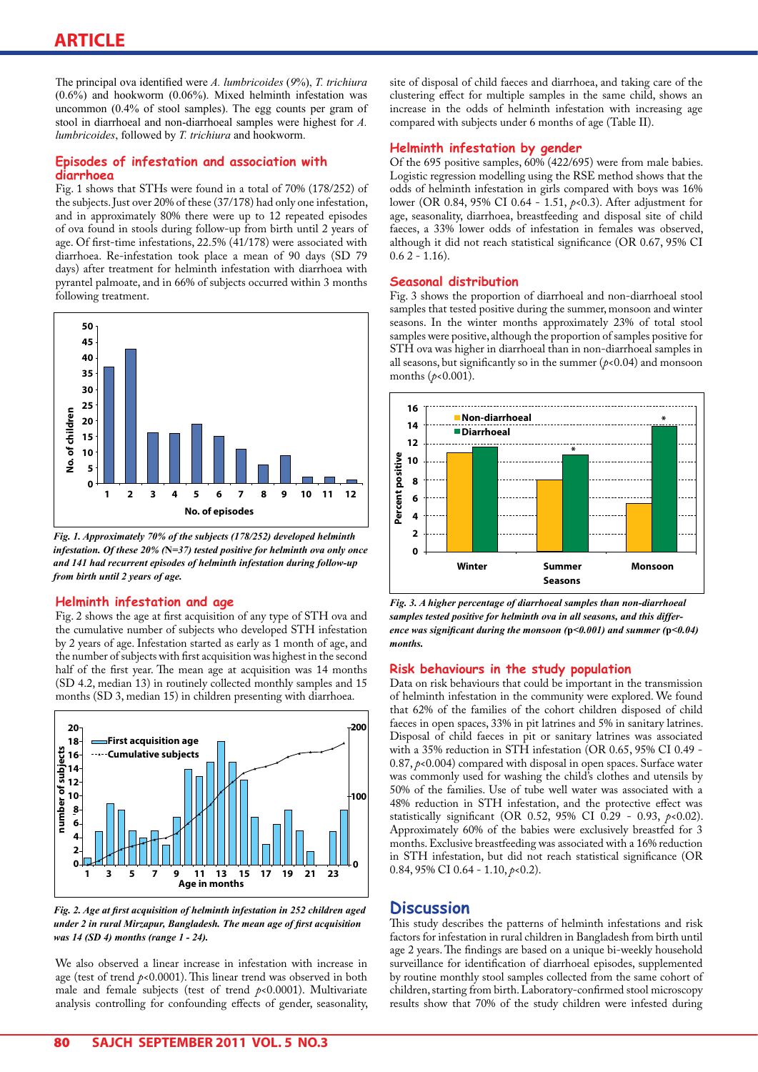The principal ova identified were *A. lumbricoides* (9%), *T. trichiura* (0.6%) and hookworm (0.06%). Mixed helminth infestation was uncommon (0.4% of stool samples). The egg counts per gram of stool in diarrhoeal and non-diarrhoeal samples were highest for *A. lumbricoides*, followed by *T. trichiura* and hookworm.

## Episodes of infestation and association with diarrhoea

Fig. 1 shows that STHs were found in a total of 70% (178/252) of the subjects. Just over 20% of these (37/178) had only one infestation, and in approximately 80% there were up to 12 repeated episodes of ova found in stools during follow-up from birth until 2 years of age. Of first-time infestations, 22.5% (41/178) were associated with diarrhoea. Re-infestation took place a mean of 90 days (SD 79 days) after treatment for helminth infestation with diarrhoea with pyrantel palmoate, and in 66% of subjects occurred within 3 months following treatment.

***Fig. 1. Approximately 70% of the subjects (178/252) developed helminth infestation. Of these 20% (N=37) tested positive for helminth ova only once and 141 had recurrent episodes of helminth infestation during follow-up from birth until 2 years of age.***

## Helminth infestation and age

Fig. 2 shows the age at first acquisition of any type of STH ova and the cumulative number of subjects who developed STH infestation by 2 years of age. Infestation started as early as 1 month of age, and the number of subjects with first acquisition was highest in the second half of the first year. The mean age at acquisition was 14 months (SD 4.2, median 13) in routinely collected monthly samples and 15 months (SD 3, median 15) in children presenting with diarrhoea.

***Fig. 2. Age at first acquisition of helminth infestation in 252 children aged under 2 in rural Mirzapur, Bangladesh. The mean age of first acquisition was 14 (SD 4) months (range 1 - 24).***

We also observed a linear increase in infestation with increase in age (test of trend $p<0.0001$). This linear trend was observed in both male and female subjects (test of trend $p<0.0001$). Multivariate analysis controlling for confounding effects of gender, seasonality, site of disposal of child faeces and diarrhoea, and taking care of the clustering effect for multiple samples in the same child, shows an increase in the odds of helminth infestation with increasing age compared with subjects under 6 months of age (Table II).

## Helminth infestation by gender

Of the 695 positive samples, 60% (422/695) were from male babies. Logistic regression modelling using the RSE method shows that the odds of helminth infestation in girls compared with boys was 16% lower (OR 0.84, 95% CI 0.64 - 1.51, $p<0.3$). After adjustment for age, seasonality, diarrhoea, breastfeeding and disposal site of child faeces, a 33% lower odds of infestation in females was observed, although it did not reach statistical significance (OR 0.67, 95% CI 0.6 2 - 1.16).

## Seasonal distribution

Fig. 3 shows the proportion of diarrhoeal and non-diarrhoeal stool samples that tested positive during the summer, monsoon and winter seasons. In the winter months approximately 23% of total stool samples were positive, although the proportion of samples positive for STH ova was higher in diarrhoeal than in non-diarrhoeal samples in all seasons, but significantly so in the summer ($p<0.04$) and monsoon months ($p<0.001$).

***Fig. 3. A higher percentage of diarrhoeal samples than non-diarrhoeal samples tested positive for helminth ova in all seasons, and this difference was significant during the monsoon (p<0.001) and summer (p<0.04) months.***

## Risk behaviours in the study population

Data on risk behaviours that could be important in the transmission of helminth infestation in the community were explored. We found that 62% of the families of the cohort children disposed of child faeces in open spaces, 33% in pit latrines and 5% in sanitary latrines. Disposal of child faeces in pit or sanitary latrines was associated with a 35% reduction in STH infestation (OR 0.65, 95% CI 0.49 - 0.87, $p<0.004$) compared with disposal in open spaces. Surface water was commonly used for washing the child's clothes and utensils by 50% of the families. Use of tube well water was associated with a 48% reduction in STH infestation, and the protective effect was statistically significant (OR 0.52, 95% CI 0.29 - 0.93, $p<0.02$). Approximately 60% of the babies were exclusively breastfed for 3 months. Exclusive breastfeeding was associated with a 16% reduction in STH infestation, but did not reach statistical significance (OR 0.84, 95% CI 0.64 - 1.10, $p<0.2$).

# Discussion

This study describes the patterns of helminth infestations and risk factors for infestation in rural children in Bangladesh from birth until age 2 years. The findings are based on a unique bi-weekly household surveillance for identification of diarrhoeal episodes, supplemented by routine monthly stool samples collected from the same cohort of children, starting from birth. Laboratory-confirmed stool microscopy results show that 70% of the study children were infested during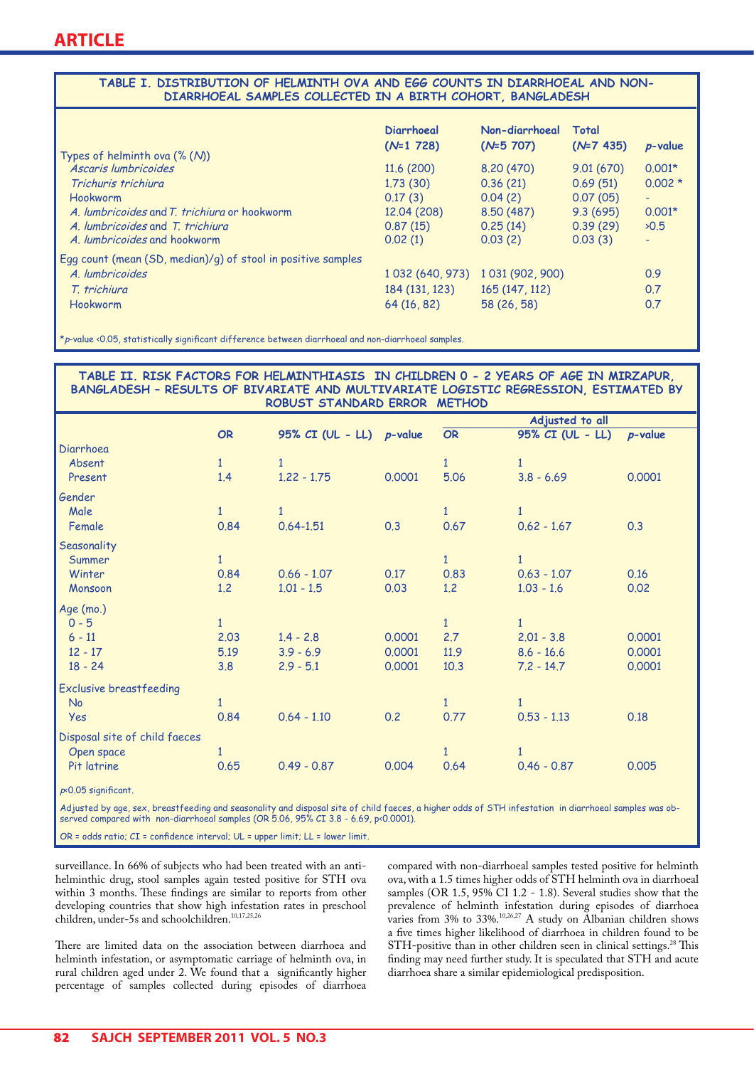**TABLE I. DISTRIBUTION OF HELMINTH OVA AND EGG COUNTS IN DIARRHOEAL AND NON-DIARRHOEAL SAMPLES COLLECTED IN A BIRTH COHORT, BANGLADESH**

| | Diarrhoeal (*N*=1 728) | Non-diarrhoeal (*N*=5 707) | Total (*N*=7 435) | *p*-value |
|---|---|---|---|---|
| Types of helminth ova (% (*N*)) | | | | |
| *Ascaris lumbricoides* | 11.6 (200) | 8.20 (470) | 9.01 (670) | 0.001* |
| *Trichuris trichiura* | 1.73 (30) | 0.36 (21) | 0.69 (51) | 0.002 * |
| Hookworm | 0.17 (3) | 0.04 (2) | 0.07 (05) | - |
| *A. lumbricoides* and *T. trichiura* or hookworm | 12.04 (208) | 8.50 (487) | 9.3 (695) | 0.001* |
| *A. lumbricoides* and *T. trichiura* | 0.87 (15) | 0.25 (14) | 0.39 (29) | >0.5 |
| *A. lumbricoides* and hookworm | 0.02 (1) | 0.03 (2) | 0.03 (3) | - |
| Egg count (mean (SD, median)/g) of stool in positive samples | | | | |
| *A. lumbricoides* | 1 032 (640, 973) | 1 031 (902, 900) | | 0.9 |
| *T. trichiura* | 184 (131, 123) | 165 (147, 112) | | 0.7 |
| Hookworm | 64 (16, 82) | 58 (26, 58) | | 0.7 |

\**p*-value <0.05, statistically significant difference between diarrhoeal and non-diarrhoeal samples.

**TABLE II. RISK FACTORS FOR HELMINTHIASIS IN CHILDREN 0 - 2 YEARS OF AGE IN MIRZAPUR, BANGLADESH – RESULTS OF BIVARIATE AND MULTIVARIATE LOGISTIC REGRESSION, ESTIMATED BY ROBUST STANDARD ERROR METHOD**

| | | | | Adjusted to all | | |
|---|---|---|---|---|---|---|
| | OR | 95% CI (UL - LL) | *p*-value | OR | 95% CI (UL - LL) | *p*-value |
| Diarrhoea | | | | | | |
| Absent | 1 | 1 | | 1 | 1 | |
| Present | 1.4 | 1.22 - 1.75 | 0.0001 | 5.06 | 3.8 - 6.69 | 0.0001 |
| Gender | | | | | | |
| Male | 1 | 1 | | 1 | 1 | |
| Female | 0.84 | 0.64-1.51 | 0.3 | 0.67 | 0.62 - 1.67 | 0.3 |
| Seasonality | | | | | | |
| Summer | 1 | | | 1 | 1 | |
| Winter | 0.84 | 0.66 - 1.07 | 0.17 | 0.83 | 0.63 - 1.07 | 0.16 |
| Monsoon | 1.2 | 1.01 - 1.5 | 0.03 | 1.2 | 1.03 - 1.6 | 0.02 |
| Age (mo.) | | | | | | |
| 0 - 5 | 1 | | | 1 | 1 | |
| 6 - 11 | 2.03 | 1.4 - 2.8 | 0.0001 | 2.7 | 2.01 - 3.8 | 0.0001 |
| 12 - 17 | 5.19 | 3.9 - 6.9 | 0.0001 | 11.9 | 8.6 - 16.6 | 0.0001 |
| 18 - 24 | 3.8 | 2.9 - 5.1 | 0.0001 | 10.3 | 7.2 - 14.7 | 0.0001 |
| Exclusive breastfeeding | | | | | | |
| No | 1 | | | 1 | 1 | |
| Yes | 0.84 | 0.64 - 1.10 | 0.2 | 0.77 | 0.53 - 1.13 | 0.18 |
| Disposal site of child faeces | | | | | | |
| Open space | 1 | | | 1 | 1 | |
| Pit latrine | 0.65 | 0.49 - 0.87 | 0.004 | 0.64 | 0.46 - 0.87 | 0.005 |

*p*<0.05 significant.

Adjusted by age, sex, breastfeeding and seasonality and disposal site of child faeces, a higher odds of STH infestation in diarrhoeal samples was observed compared with non-diarrhoeal samples (OR 5.06, 95% CI 3.8 - 6.69, p<0.0001).

OR = odds ratio; CI = confidence interval; UL = upper limit; LL = lower limit.

surveillance. In 66% of subjects who had been treated with an anti-helminthic drug, stool samples again tested positive for STH ova within 3 months. These findings are similar to reports from other developing countries that show high infestation rates in preschool children, under-5s and schoolchildren.[10,17,25,26]

There are limited data on the association between diarrhoea and helminth infestation, or asymptomatic carriage of helminth ova, in rural children aged under 2. We found that a significantly higher percentage of samples collected during episodes of diarrhoea compared with non-diarrhoeal samples tested positive for helminth ova, with a 1.5 times higher odds of STH helminth ova in diarrhoeal samples (OR 1.5, 95% CI 1.2 - 1.8). Several studies show that the prevalence of helminth infestation during episodes of diarrhoea varies from 3% to 33%.[10,26,27] A study on Albanian children shows a five times higher likelihood of diarrhoea in children found to be STH-positive than in other children seen in clinical settings.[28] This finding may need further study. It is speculated that STH and acute diarrhoea share a similar epidemiological predisposition.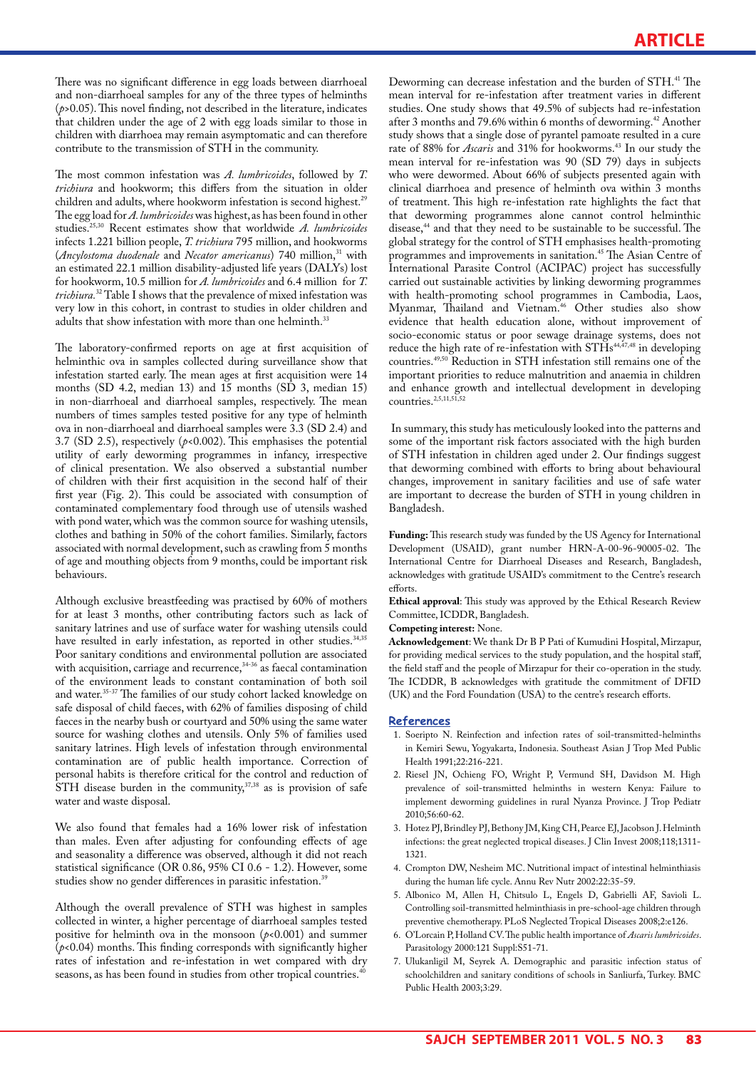There was no significant difference in egg loads between diarrhoeal and non-diarrhoeal samples for any of the three types of helminths ($p>0.05$). This novel finding, not described in the literature, indicates that children under the age of 2 with egg loads similar to those in children with diarrhoea may remain asymptomatic and can therefore contribute to the transmission of STH in the community.

The most common infestation was *A. lumbricoides*, followed by *T. trichiura* and hookworm; this differs from the situation in older children and adults, where hookworm infestation is second highest.[29] The egg load for *A. lumbricoides* was highest, as has been found in other studies.[25,30] Recent estimates show that worldwide *A. lumbricoides* infects 1.221 billion people, *T. trichiura* 795 million, and hookworms (*Ancylostoma duodenale* and *Necator americanus*) 740 million,[31] with an estimated 22.1 million disability-adjusted life years (DALYs) lost for hookworm, 10.5 million for *A. lumbricoides* and 6.4 million for *T. trichiura*.[32] Table I shows that the prevalence of mixed infestation was very low in this cohort, in contrast to studies in older children and adults that show infestation with more than one helminth.[33]

The laboratory-confirmed reports on age at first acquisition of helminthic ova in samples collected during surveillance show that infestation started early. The mean ages at first acquisition were 14 months (SD 4.2, median 13) and 15 months (SD 3, median 15) in non-diarrhoeal and diarrhoeal samples, respectively. The mean numbers of times samples tested positive for any type of helminth ova in non-diarrhoeal and diarrhoeal samples were 3.3 (SD 2.4) and 3.7 (SD 2.5), respectively ($p<0.002$). This emphasises the potential utility of early deworming programmes in infancy, irrespective of clinical presentation. We also observed a substantial number of children with their first acquisition in the second half of their first year (Fig. 2). This could be associated with consumption of contaminated complementary food through use of utensils washed with pond water, which was the common source for washing utensils, clothes and bathing in 50% of the cohort families. Similarly, factors associated with normal development, such as crawling from 5 months of age and mouthing objects from 9 months, could be important risk behaviours.

Although exclusive breastfeeding was practised by 60% of mothers for at least 3 months, other contributing factors such as lack of sanitary latrines and use of surface water for washing utensils could have resulted in early infestation, as reported in other studies.[34,35] Poor sanitary conditions and environmental pollution are associated with acquisition, carriage and recurrence,[34-36] as faecal contamination of the environment leads to constant contamination of both soil and water.[35-37] The families of our study cohort lacked knowledge on safe disposal of child faeces, with 62% of families disposing of child faeces in the nearby bush or courtyard and 50% using the same water source for washing clothes and utensils. Only 5% of families used sanitary latrines. High levels of infestation through environmental contamination are of public health importance. Correction of personal habits is therefore critical for the control and reduction of STH disease burden in the community,[37,38] as is provision of safe water and waste disposal.

We also found that females had a 16% lower risk of infestation than males. Even after adjusting for confounding effects of age and seasonality a difference was observed, although it did not reach statistical significance (OR 0.86, 95% CI 0.6 - 1.2). However, some studies show no gender differences in parasitic infestation.[39]

Although the overall prevalence of STH was highest in samples collected in winter, a higher percentage of diarrhoeal samples tested positive for helminth ova in the monsoon ($p<0.001$) and summer ($p<0.04$) months. This finding corresponds with significantly higher rates of infestation and re-infestation in wet compared with dry seasons, as has been found in studies from other tropical countries.[40]

Deworming can decrease infestation and the burden of STH.[41] The mean interval for re-infestation after treatment varies in different studies. One study shows that 49.5% of subjects had re-infestation after 3 months and 79.6% within 6 months of deworming.[42] Another study shows that a single dose of pyrantel pamoate resulted in a cure rate of 88% for *Ascaris* and 31% for hookworms.[43] In our study the mean interval for re-infestation was 90 (SD 79) days in subjects who were dewormed. About 66% of subjects presented again with clinical diarrhoea and presence of helminth ova within 3 months of treatment. This high re-infestation rate highlights the fact that that deworming programmes alone cannot control helminthic disease,[44] and that they need to be sustainable to be successful. The global strategy for the control of STH emphasises health-promoting programmes and improvements in sanitation.[45] The Asian Centre of International Parasite Control (ACIPAC) project has successfully carried out sustainable activities by linking deworming programmes with health-promoting school programmes in Cambodia, Laos, Myanmar, Thailand and Vietnam.[46] Other studies also show evidence that health education alone, without improvement of socio-economic status or poor sewage drainage systems, does not reduce the high rate of re-infestation with STHs[44,47,48] in developing countries.[49,50] Reduction in STH infestation still remains one of the important priorities to reduce malnutrition and anaemia in children and enhance growth and intellectual development in developing countries.[2,5,11,51,52]

In summary, this study has meticulously looked into the patterns and some of the important risk factors associated with the high burden of STH infestation in children aged under 2. Our findings suggest that deworming combined with efforts to bring about behavioural changes, improvement in sanitary facilities and use of safe water are important to decrease the burden of STH in young children in Bangladesh.

**Funding:** This research study was funded by the US Agency for International Development (USAID), grant number HRN-A-00-96-90005-02. The International Centre for Diarrhoeal Diseases and Research, Bangladesh, acknowledges with gratitude USAID's commitment to the Centre's research efforts.

**Ethical approval**: This study was approved by the Ethical Research Review Committee, ICDDR, Bangladesh.

**Competing interest:** None.

**Acknowledgement**: We thank Dr B P Pati of Kumudini Hospital, Mirzapur, for providing medical services to the study population, and the hospital staff, the field staff and the people of Mirzapur for their co-operation in the study. The ICDDR, B acknowledges with gratitude the commitment of DFID (UK) and the Ford Foundation (USA) to the centre's research efforts.

## References

1. Soeripto N. Reinfection and infection rates of soil-transmitted-helminths in Kemiri Sewu, Yogyakarta, Indonesia. Southeast Asian J Trop Med Public Health 1991;22:216-221.
2. Riesel JN, Ochieng FO, Wright P, Vermund SH, Davidson M. High prevalence of soil-transmitted helminths in western Kenya: Failure to implement deworming guidelines in rural Nyanza Province. J Trop Pediatr 2010;56:60-62.
3. Hotez PJ, Brindley PJ, Bethony JM, King CH, Pearce EJ, Jacobson J. Helminth infections: the great neglected tropical diseases. J Clin Invest 2008;118;1311-1321.
4. Crompton DW, Nesheim MC. Nutritional impact of intestinal helminthiasis during the human life cycle. Annu Rev Nutr 2002:22:35-59.
5. Albonico M, Allen H, Chitsulo L, Engels D, Gabrielli AF, Savioli L. Controlling soil-transmitted helminthiasis in pre-school-age children through preventive chemotherapy. PLoS Neglected Tropical Diseases 2008;2:e126.
6. O'Lorcain P, Holland CV. The public health importance of *Ascaris lumbricoides*. Parasitology 2000:121 Suppl:S51-71.
7. Ulukanligil M, Seyrek A. Demographic and parasitic infection status of schoolchildren and sanitary conditions of schools in Sanliurfa, Turkey. BMC Public Health 2003;3:29.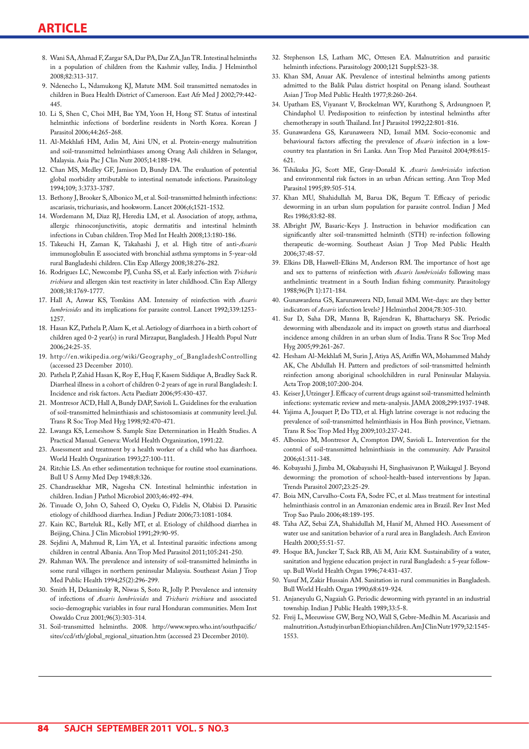8. Wani SA, Ahmad F, Zargar SA, Dar PA, Dar ZA, Jan TR. Intestinal helminths in a population of children from the Kashmir valley, India. J Helminthol 2008;82:313-317.
9. Ndenecho L, Ndamukong KJ, Matute MM. Soil transmitted nematodes in children in Buea Health District of Cameroon. East Afr Med J 2002;79:442-445.
10. Li S, Shen C, Choi MH, Bae YM, Yoon H, Hong ST. Status of intestinal helminthic infections of borderline residents in North Korea. Korean J Parasitol 2006;44:265-268.
11. Al-Mekhlafi HM, Azlin M, Aini UN, et al. Protein-energy malnutrition and soil-transmitted helminthiases among Orang Asli children in Selangor, Malaysia. Asia Pac J Clin Nutr 2005;14:188-194.
12. Chan MS, Medley GF, Jamison D, Bundy DA. The evaluation of potential global morbidity attributable to intestinal nematode infections. Parasitology 1994;109; 3:3733-3787.
13. Bethony J, Brooker S, Albonico M, et al. Soil-transmitted helminth infections: ascariasis, trichuriasis, and hookworm. Lancet 2006;6;1521-1532.
14. Wordemann M, Diaz RJ, Heredia LM, et al. Association of atopy, asthma, allergic rhinoconjunctivitis, atopic dermatitis and intestinal helminth infections in Cuban children. Trop Med Int Health 2008;13:180-186.
15. Takeuchi H, Zaman K, Takahashi J, et al. High titre of anti-*Ascaris* immunoglobulin E associated with bronchial asthma symptoms in 5-year-old rural Bangladeshi children. Clin Exp Allergy 2008;38:276-282.
16. Rodrigues LC, Newcombe PJ, Cunha SS, et al. Early infection with *Trichuris trichiura* and allergen skin test reactivity in later childhood. Clin Exp Allergy 2008;38:1769-1777.
17. Hall A, Anwar KS, Tomkins AM. Intensity of reinfection with *Ascaris lumbricoides* and its implications for parasite control. Lancet 1992;339:1253-1257.
18. Hasan KZ, Pathela P, Alam K, et al. Aetiology of diarrhoea in a birth cohort of children aged 0-2 year(s) in rural Mirzapur, Bangladesh. J Health Popul Nutr 2006;24:25-35.
19. http://en.wikipedia.org/wiki/Geography_of_BangladeshControlling (accessed 23 December 2010).
20. Pathela P, Zahid Hasan K, Roy E, Huq F, Kasem Siddique A, Bradley Sack R. Diarrheal illness in a cohort of children 0-2 years of age in rural Bangladesh: I. Incidence and risk factors. Acta Paediatr 2006;95:430-437.
21. Montresor ACD, Hall A, Bundy DAP, Savioli L. Guidelines for the evaluation of soil-transmitted helminthiasis and schistosomiasis at community level.:Jul. Trans R Soc Trop Med Hyg 1998;92:470-471.
22. Lwanga KS, Lemeshow S. Sample Size Determination in Health Studies. A Practical Manual. Geneva: World Health Organization, 1991:22.
23. Assessment and treatment by a health worker of a child who has diarrhoea. World Health Organization 1993;27:100-111.
24. Ritchie LS. An ether sedimentation technique for routine stool examinations. Bull U S Army Med Dep 1948;8:326.
25. Chandrasekhar MR, Nagesha CN. Intestinal helminthic infestation in children. Indian J Pathol Microbiol 2003;46:492-494.
26. Tinuade O, John O, Saheed O, Oyeku O, Fidelis N, Olabisi D. Parasitic etiology of childhood diarrhea. Indian J Pediatr 2006;73:1081-1084.
27. Kain KC, Barteluk RL, Kelly MT, et al. Etiology of childhood diarrhea in Beijing, China. J Clin Microbiol 1991;29:90-95.
28. Sejdini A, Mahmud R, Lim YA, et al. Intestinal parasitic infections among children in central Albania. Ann Trop Med Parasitol 2011;105:241-250.
29. Rahman WA. The prevalence and intensity of soil-transmitted helminths in some rural villages in northern peninsular Malaysia. Southeast Asian J Trop Med Public Health 1994;25(2):296-299.
30. Smith H, Dekaminsky R, Niwas S, Soto R, Jolly P. Prevalence and intensity of infections of *Ascaris lumbricoides* and *Trichuris trichiura* and associated socio-demographic variables in four rural Honduran communities. Mem Inst Oswaldo Cruz 2001;96(3):303-314.
31. Soil-transmitted helminths. 2008. http://www.wpro.who.int/southpacific/sites/ccd/sth/global_regional_situation.htm (accessed 23 December 2010).
32. Stephenson LS, Latham MC, Ottesen EA. Malnutrition and parasitic helminth infections. Parasitology 2000;121 Suppl:S23-38.
33. Khan SM, Anuar AK. Prevalence of intestinal helminths among patients admitted to the Balik Pulau district hospital on Penang island. Southeast Asian J Trop Med Public Health 1977;8:260-264.
34. Upatham ES, Viyanant V, Brockelman WY, Kurathong S, Ardsungnoen P, Chindaphol U. Predisposition to reinfection by intestinal helminths after chemotherapy in south Thailand. Int J Parasitol 1992;22:801-816.
35. Gunawardena GS, Karunaweera ND, Ismail MM. Socio-economic and behavioural factors affecting the prevalence of *Ascaris* infection in a low-country tea plantation in Sri Lanka. Ann Trop Med Parasitol 2004;98:615-621.
36. Tshikuka JG, Scott ME, Gray-Donald K. *Ascaris lumbricoides* infection and environmental risk factors in an urban African setting. Ann Trop Med Parasitol 1995;89:505-514.
37. Khan MU, Shahidullah M, Barua DK, Begum T. Efficacy of periodic deworming in an urban slum population for parasite control. Indian J Med Res 1986;83:82-88.
38. Albright JW, Basaric-Keys J. Instruction in behavior modification can significantly alter soil-transmitted helminth (STH) re-infection following therapeutic de-worming. Southeast Asian J Trop Med Public Health 2006;37:48-57.
39. Elkins DB, Haswell-Elkins M, Anderson RM. The importance of host age and sex to patterns of reinfection with *Ascaris lumbricoides* following mass anthelmintic treatment in a South Indian fishing community. Parasitology 1988;96(Pt 1):171-184.
40. Gunawardena GS, Karunaweera ND, Ismail MM. Wet-days: are they better indicators of *Ascaris* infection levels? J Helminthol 2004;78:305-310.
41. Sur D, Saha DR, Manna B, Rajendran K, Bhattacharya SK. Periodic deworming with albendazole and its impact on growth status and diarrhoeal incidence among children in an urban slum of India. Trans R Soc Trop Med Hyg 2005;99:261-267.
42. Hesham Al-Mekhlafi M, Surin J, Atiya AS, Ariffin WA, Mohammed Mahdy AK, Che Abdullah H. Pattern and predictors of soil-transmitted helminth reinfection among aboriginal schoolchildren in rural Peninsular Malaysia. Acta Trop 2008;107:200-204.
43. Keiser J, Utzinger J. Efficacy of current drugs against soil-transmitted helminth infections: systematic review and meta-analysis. JAMA 2008;299:1937-1948.
44. Yajima A, Jouquet P, Do TD, et al. High latrine coverage is not reducing the prevalence of soil-transmitted helminthiasis in Hoa Binh province, Vietnam. Trans R Soc Trop Med Hyg 2009;103:237-241.
45. Albonico M, Montresor A, Crompton DW, Savioli L. Intervention for the control of soil-transmitted helminthiasis in the community. Adv Parasitol 2006;61:311-348.
46. Kobayashi J, Jimba M, Okabayashi H, Singhasivanon P, Waikagul J. Beyond deworming: the promotion of school-health-based interventions by Japan. Trends Parasitol 2007;23:25-29.
47. Boia MN, Carvalho-Costa FA, Sodre FC, et al. Mass treatment for intestinal helminthiasis control in an Amazonian endemic area in Brazil. Rev Inst Med Trop Sao Paulo 2006;48:189-195.
48. Taha AZ, Sebai ZA, Shahidullah M, Hanif M, Ahmed HO. Assessment of water use and sanitation behavior of a rural area in Bangladesh. Arch Environ Health 2000;55:51-57.
49. Hoque BA, Juncker T, Sack RB, Ali M, Aziz KM. Sustainability of a water, sanitation and hygiene education project in rural Bangladesh: a 5-year follow-up. Bull World Health Organ 1996;74:431-437.
50. Yusuf M, Zakir Hussain AM. Sanitation in rural communities in Bangladesh. Bull World Health Organ 1990;68:619-924.
51. Anjaneyulu G, Nagaiah G. Periodic deworming with pyrantel in an industrial township. Indian J Public Health 1989;33:5-8.
52. Freij L, Meeuwisse GW, Berg NO, Wall S, Gebre-Medhin M. Ascariasis and malnutrition. A study in urban Ethiopian children. Am J Clin Nutr 1979;32:1545-1553.